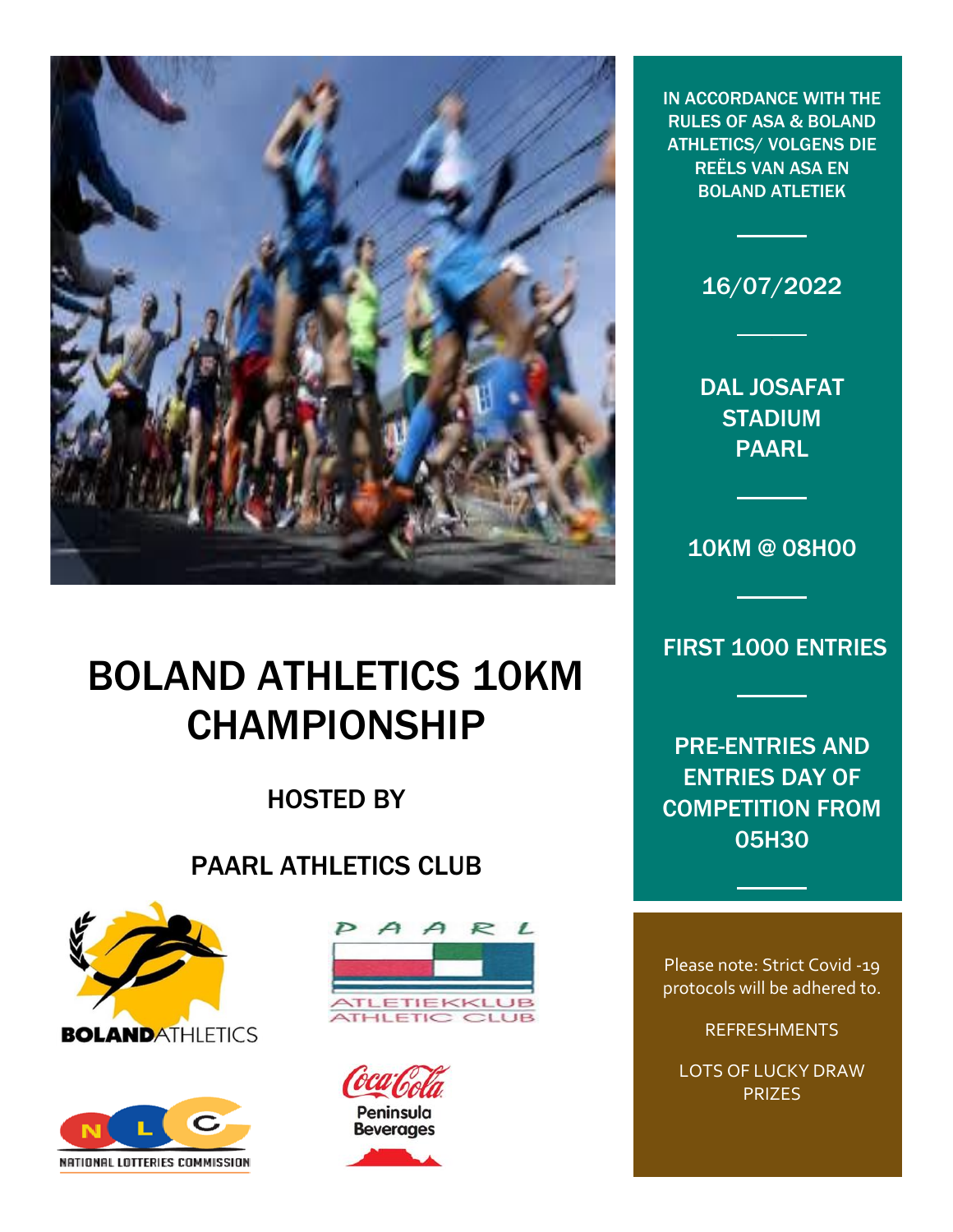# BOLAND ATHLETICS 10KM CHAMPIONSHIP

HOSTED BY

PAARL ATHLETICS CLUB

IN ACCORDANCE WITH THE RULES OF ASA & BOLAND ATHLETICS/ VOLGENS DIE REËLS VAN ASA EN BOLAND ATLETIEK

16/07/2022

DAL JOSAFAT STADIUM PAARL

10KM @ 08H00

FIRST 1000 ENTRIES

PRE-ENTRIES AND ENTRIES DAY OF COMPETITION FROM 05H30

Please note: Strict Covid -19 protocols will be adhered to.

REFRESHMENTS

LOTS OF LUCKY DRAW PRIZES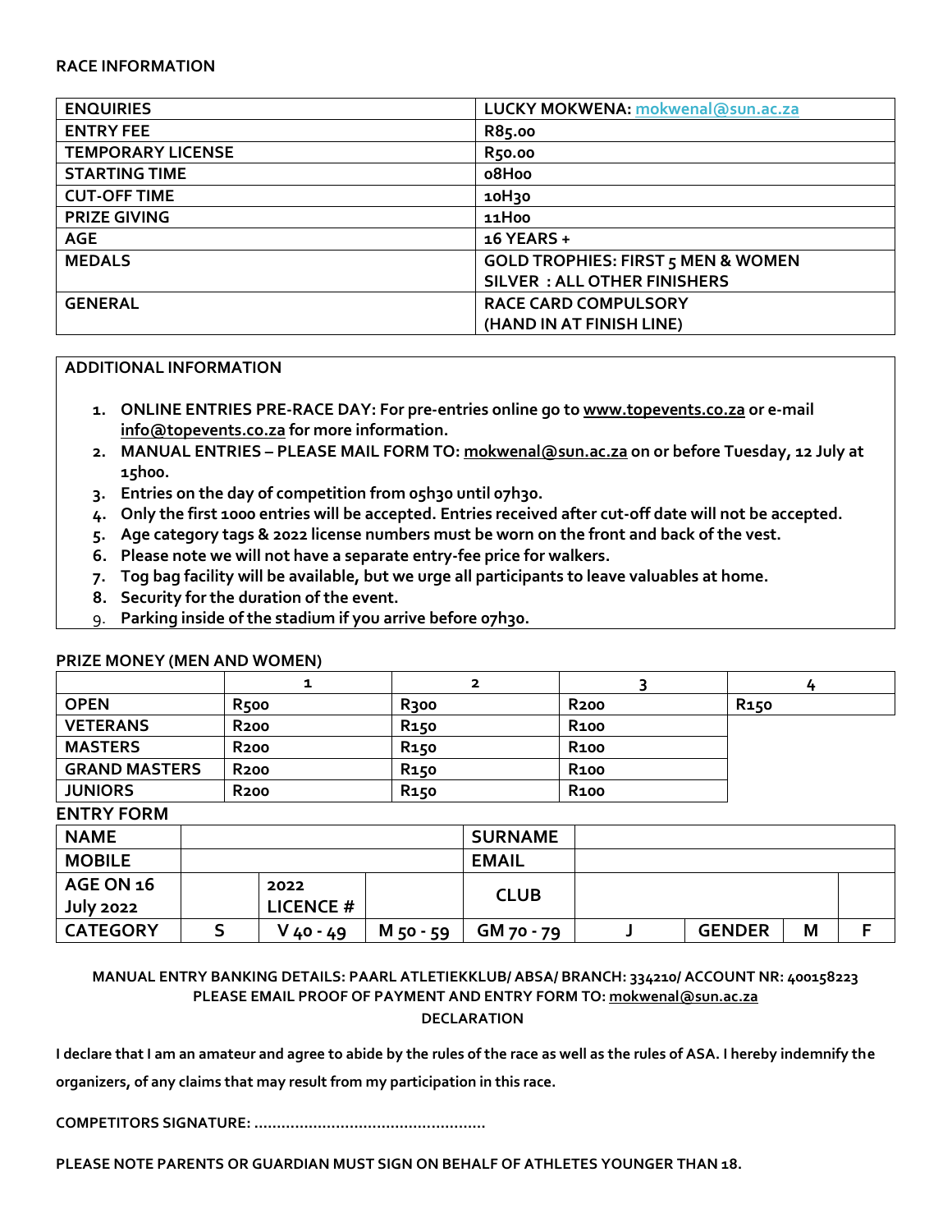**RACE INFORMATION**

| | |
|---|---|
| ENQUIRIES | LUCKY MOKWENA: mokwenal@sun.ac.za |
| ENTRY FEE | R85.00 |
| TEMPORARY LICENSE | R50.00 |
| STARTING TIME | 08H00 |
| CUT-OFF TIME | 10H30 |
| PRIZE GIVING | 11H00 |
| AGE | 16 YEARS + |
| MEDALS | GOLD TROPHIES: FIRST 5 MEN & WOMEN<br>SILVER : ALL OTHER FINISHERS |
| GENERAL | RACE CARD COMPULSORY<br>(HAND IN AT FINISH LINE) |

**ADDITIONAL INFORMATION**

1. ONLINE ENTRIES PRE-RACE DAY: For pre-entries online go to www.topevents.co.za or e-mail info@topevents.co.za for more information.
2. MANUAL ENTRIES – PLEASE MAIL FORM TO: mokwenal@sun.ac.za on or before Tuesday, 12 July at 15h00.
3. Entries on the day of competition from 05h30 until 07h30.
4. Only the first 1000 entries will be accepted. Entries received after cut-off date will not be accepted.
5. Age category tags & 2022 license numbers must be worn on the front and back of the vest.
6. Please note we will not have a separate entry-fee price for walkers.
7. Tog bag facility will be available, but we urge all participants to leave valuables at home.
8. Security for the duration of the event.
9. Parking inside of the stadium if you arrive before 07h30.

**PRIZE MONEY (MEN AND WOMEN)**

| | 1 | 2 | 3 | 4 |
|---|---|---|---|---|
| OPEN | R500 | R300 | R200 | R150 |
| VETERANS | R200 | R150 | R100 | |
| MASTERS | R200 | R150 | R100 | |
| GRAND MASTERS | R200 | R150 | R100 | |
| JUNIORS | R200 | R150 | R100 | |

**ENTRY FORM**

| | | | | | | | | |
|---|---|---|---|---|---|---|---|---|
| NAME | | | | SURNAME | | | | |
| MOBILE | | | | EMAIL | | | | |
| AGE ON 16 July 2022 | | 2022 LICENCE # | | CLUB | | | | |
| CATEGORY | S | V 40 - 49 | M 50 - 59 | GM 70 - 79 | J | GENDER | M | F |

MANUAL ENTRY BANKING DETAILS: PAARL ATLETIEKKLUB/ ABSA/ BRANCH: 334210/ ACCOUNT NR: 400158223
PLEASE EMAIL PROOF OF PAYMENT AND ENTRY FORM TO: mokwenal@sun.ac.za

DECLARATION

I declare that I am an amateur and agree to abide by the rules of the race as well as the rules of ASA. I hereby indemnify the organizers, of any claims that may result from my participation in this race.

COMPETITORS SIGNATURE: ...................................................

PLEASE NOTE PARENTS OR GUARDIAN MUST SIGN ON BEHALF OF ATHLETES YOUNGER THAN 18.